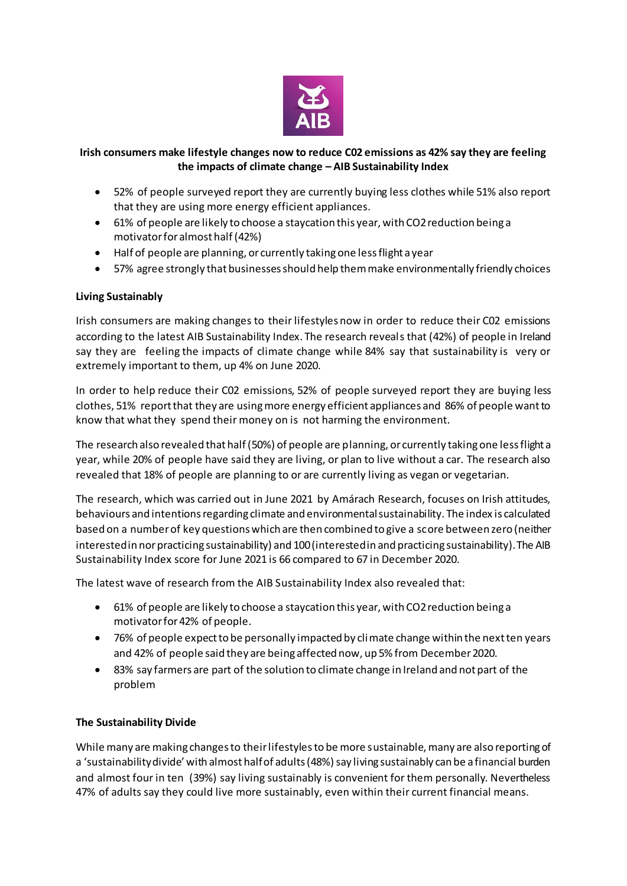**Irish consumers make lifestyle changes now to reduce C02 emissions as 42% say they are feeling the impacts of climate change – AIB Sustainability Index**

- 52% of people surveyed report they are currently buying less clothes while 51% also report that they are using more energy efficient appliances.
- 61% of people are likely to choose a staycation this year, with CO2 reduction being a motivator for almost half (42%)
- Half of people are planning, or currently taking one less flight a year
- 57% agree strongly that businesses should help them make environmentally friendly choices

**Living Sustainably**

Irish consumers are making changes to their lifestyles now in order to reduce their C02 emissions according to the latest AIB Sustainability Index. The research reveals that (42%) of people in Ireland say they are feeling the impacts of climate change while 84% say that sustainability is very or extremely important to them, up 4% on June 2020.

In order to help reduce their C02 emissions, 52% of people surveyed report they are buying less clothes, 51% report that they are using more energy efficient appliances and 86% of people want to know that what they spend their money on is not harming the environment.

The research also revealed that half (50%) of people are planning, or currently taking one less flight a year, while 20% of people have said they are living, or plan to live without a car. The research also revealed that 18% of people are planning to or are currently living as vegan or vegetarian.

The research, which was carried out in June 2021 by Amárach Research, focuses on Irish attitudes, behaviours and intentions regarding climate and environmental sustainability. The index is calculated based on a number of key questions which are then combined to give a score between zero (neither interested in nor practicing sustainability) and 100 (interested in and practicing sustainability). The AIB Sustainability Index score for June 2021 is 66 compared to 67 in December 2020.

The latest wave of research from the AIB Sustainability Index also revealed that:

- 61% of people are likely to choose a staycation this year, with CO2 reduction being a motivator for 42% of people.
- 76% of people expect to be personally impacted by climate change within the next ten years and 42% of people said they are being affected now, up 5% from December 2020.
- 83% say farmers are part of the solution to climate change in Ireland and not part of the problem

**The Sustainability Divide**

While many are making changes to their lifestyles to be more sustainable, many are also reporting of a 'sustainability divide' with almost half of adults (48%) say living sustainably can be a financial burden and almost four in ten (39%) say living sustainably is convenient for them personally. Nevertheless 47% of adults say they could live more sustainably, even within their current financial means.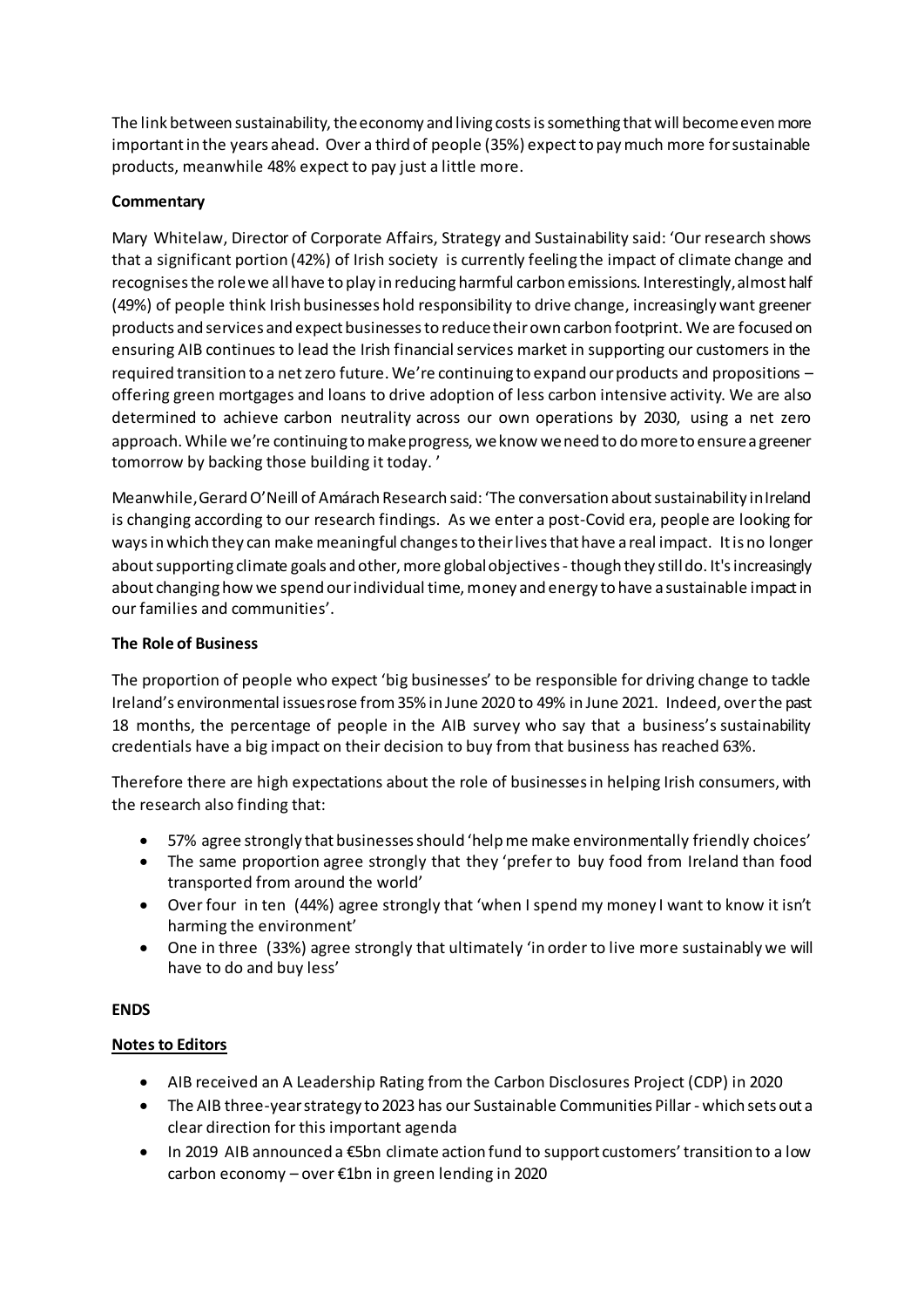The link between sustainability, the economy and living costs is something that will become even more important in the years ahead. Over a third of people (35%) expect to pay much more for sustainable products, meanwhile 48% expect to pay just a little more.

**Commentary**

Mary Whitelaw, Director of Corporate Affairs, Strategy and Sustainability said: 'Our research shows that a significant portion (42%) of Irish society is currently feeling the impact of climate change and recognises the role we all have to play in reducing harmful carbon emissions. Interestingly, almost half (49%) of people think Irish businesses hold responsibility to drive change, increasingly want greener products and services and expect businesses to reduce their own carbon footprint. We are focused on ensuring AIB continues to lead the Irish financial services market in supporting our customers in the required transition to a net zero future. We're continuing to expand our products and propositions – offering green mortgages and loans to drive adoption of less carbon intensive activity. We are also determined to achieve carbon neutrality across our own operations by 2030, using a net zero approach. While we're continuing to make progress, we know we need to do more to ensure a greener tomorrow by backing those building it today. '

Meanwhile, Gerard O'Neill of Amárach Research said: 'The conversation about sustainability in Ireland is changing according to our research findings. As we enter a post-Covid era, people are looking for ways in which they can make meaningful changes to their lives that have a real impact. It is no longer about supporting climate goals and other, more global objectives - though they still do. It's increasingly about changing how we spend our individual time, money and energy to have a sustainable impact in our families and communities'.

**The Role of Business**

The proportion of people who expect 'big businesses' to be responsible for driving change to tackle Ireland's environmental issues rose from 35% in June 2020 to 49% in June 2021. Indeed, over the past 18 months, the percentage of people in the AIB survey who say that a business's sustainability credentials have a big impact on their decision to buy from that business has reached 63%.

Therefore there are high expectations about the role of businesses in helping Irish consumers, with the research also finding that:

- 57% agree strongly that businesses should 'help me make environmentally friendly choices'
- The same proportion agree strongly that they 'prefer to buy food from Ireland than food transported from around the world'
- Over four in ten (44%) agree strongly that 'when I spend my money I want to know it isn't harming the environment'
- One in three (33%) agree strongly that ultimately 'in order to live more sustainably we will have to do and buy less'

**ENDS**

**Notes to Editors**

- AIB received an A Leadership Rating from the Carbon Disclosures Project (CDP) in 2020
- The AIB three-year strategy to 2023 has our Sustainable Communities Pillar - which sets out a clear direction for this important agenda
- In 2019 AIB announced a €5bn climate action fund to support customers' transition to a low carbon economy – over €1bn in green lending in 2020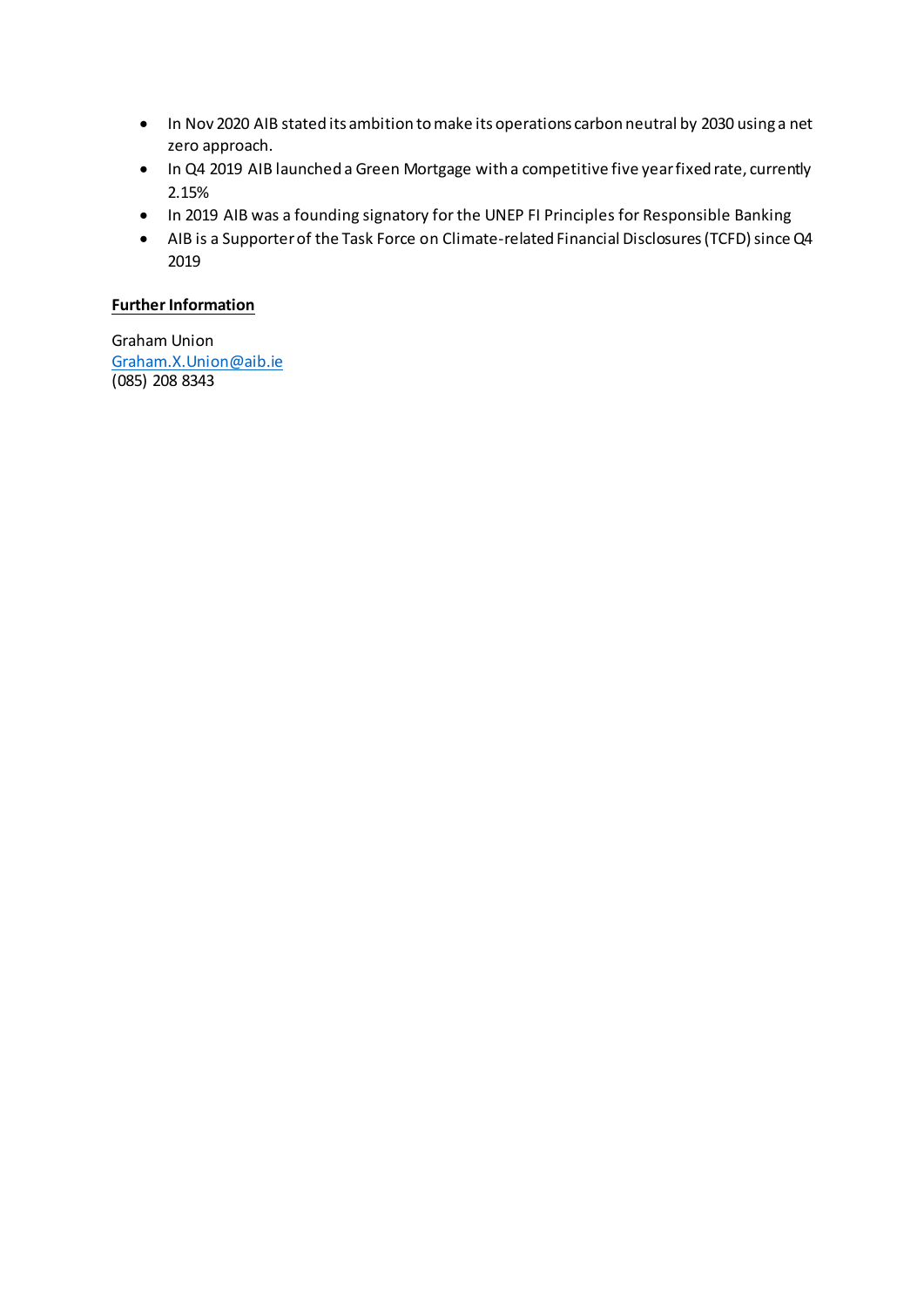- In Nov 2020 AIB stated its ambition to make its operations carbon neutral by 2030 using a net zero approach.
- In Q4 2019 AIB launched a Green Mortgage with a competitive five year fixed rate, currently 2.15%
- In 2019 AIB was a founding signatory for the UNEP FI Principles for Responsible Banking
- AIB is a Supporter of the Task Force on Climate-related Financial Disclosures (TCFD) since Q4 2019

**Further Information**

Graham Union
Graham.X.Union@aib.ie
(085) 208 8343